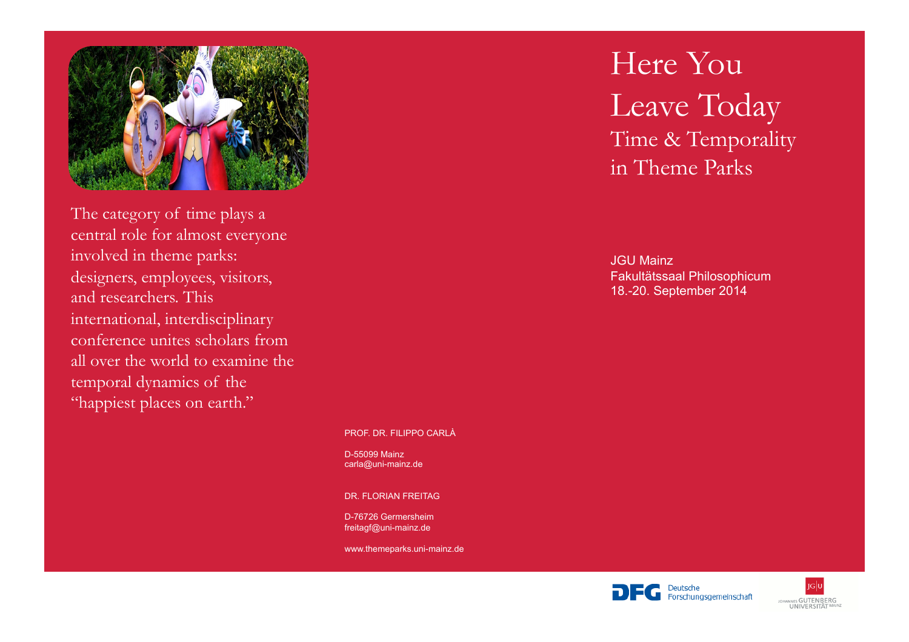# Here You Leave Today

## Time & Temporality in Theme Parks

JGU Mainz
Fakultätssaal Philosophicum
18.-20. September 2014

The category of time plays a central role for almost everyone involved in theme parks: designers, employees, visitors, and researchers. This international, interdisciplinary conference unites scholars from all over the world to examine the temporal dynamics of the "happiest places on earth."

PROF. DR. FILIPPO CARLÀ

D-55099 Mainz
carla@uni-mainz.de

DR. FLORIAN FREITAG

D-76726 Germersheim
freitagf@uni-mainz.de

www.themeparks.uni-mainz.de

DFG Deutsche Forschungsgemeinschaft

JGU Johannes Gutenberg Universität Mainz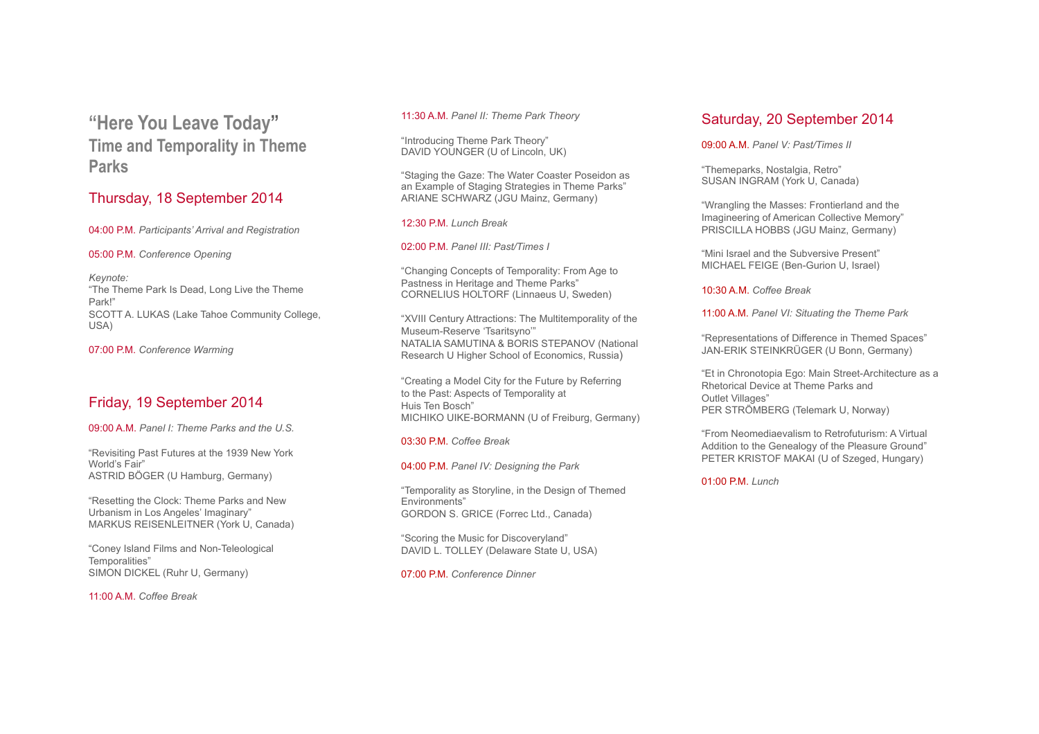# "Here You Leave Today"

## Time and Temporality in Theme Parks

## Thursday, 18 September 2014

04:00 P.M. *Participants' Arrival and Registration*

05:00 P.M. *Conference Opening*

*Keynote:*
"The Theme Park Is Dead, Long Live the Theme Park!"
SCOTT A. LUKAS (Lake Tahoe Community College, USA)

07:00 P.M. *Conference Warming*

## Friday, 19 September 2014

09:00 A.M. *Panel I: Theme Parks and the U.S.*

"Revisiting Past Futures at the 1939 New York World's Fair"
ASTRID BÖGER (U Hamburg, Germany)

"Resetting the Clock: Theme Parks and New Urbanism in Los Angeles' Imaginary"
MARKUS REISENLEITNER (York U, Canada)

"Coney Island Films and Non-Teleological Temporalities"
SIMON DICKEL (Ruhr U, Germany)

11:00 A.M. *Coffee Break*

11:30 A.M. *Panel II: Theme Park Theory*

"Introducing Theme Park Theory"
DAVID YOUNGER (U of Lincoln, UK)

"Staging the Gaze: The Water Coaster Poseidon as an Example of Staging Strategies in Theme Parks"
ARIANE SCHWARZ (JGU Mainz, Germany)

12:30 P.M. *Lunch Break*

02:00 P.M. *Panel III: Past/Times I*

"Changing Concepts of Temporality: From Age to Pastness in Heritage and Theme Parks"
CORNELIUS HOLTORF (Linnaeus U, Sweden)

"XVIII Century Attractions: The Multitemporality of the Museum-Reserve 'Tsaritsyno'"
NATALIA SAMUTINA & BORIS STEPANOV (National Research U Higher School of Economics, Russia)

"Creating a Model City for the Future by Referring to the Past: Aspects of Temporality at Huis Ten Bosch"
MICHIKO UIKE-BORMANN (U of Freiburg, Germany)

03:30 P.M. *Coffee Break*

04:00 P.M. *Panel IV: Designing the Park*

"Temporality as Storyline, in the Design of Themed Environments"
GORDON S. GRICE (Forrec Ltd., Canada)

"Scoring the Music for Discoveryland"
DAVID L. TOLLEY (Delaware State U, USA)

07:00 P.M. *Conference Dinner*

## Saturday, 20 September 2014

09:00 A.M. *Panel V: Past/Times II*

"Themeparks, Nostalgia, Retro"
SUSAN INGRAM (York U, Canada)

"Wrangling the Masses: Frontierland and the Imagineering of American Collective Memory"
PRISCILLA HOBBS (JGU Mainz, Germany)

"Mini Israel and the Subversive Present"
MICHAEL FEIGE (Ben-Gurion U, Israel)

10:30 A.M. *Coffee Break*

11:00 A.M. *Panel VI: Situating the Theme Park*

"Representations of Difference in Themed Spaces"
JAN-ERIK STEINKRÜGER (U Bonn, Germany)

"Et in Chronotopia Ego: Main Street-Architecture as a Rhetorical Device at Theme Parks and Outlet Villages"
PER STRÖMBERG (Telemark U, Norway)

"From Neomediaevalism to Retrofuturism: A Virtual Addition to the Genealogy of the Pleasure Ground"
PETER KRISTOF MAKAI (U of Szeged, Hungary)

01:00 P.M. *Lunch*